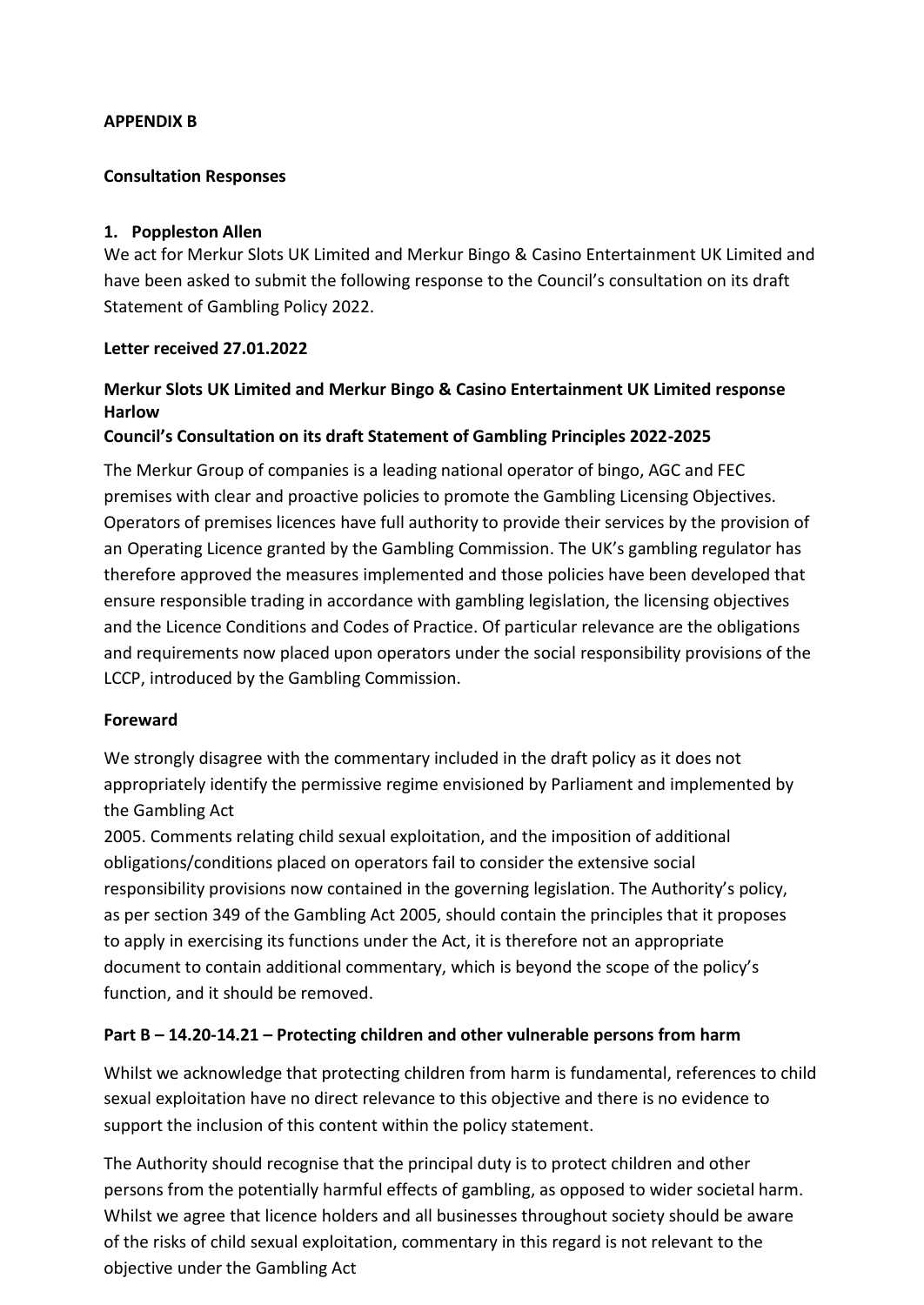**APPENDIX B**

**Consultation Responses**

1. **Poppleston Allen**

We act for Merkur Slots UK Limited and Merkur Bingo & Casino Entertainment UK Limited and have been asked to submit the following response to the Council's consultation on its draft Statement of Gambling Policy 2022.

**Letter received 27.01.2022**

**Merkur Slots UK Limited and Merkur Bingo & Casino Entertainment UK Limited response Harlow**

**Council's Consultation on its draft Statement of Gambling Principles 2022-2025**

The Merkur Group of companies is a leading national operator of bingo, AGC and FEC premises with clear and proactive policies to promote the Gambling Licensing Objectives. Operators of premises licences have full authority to provide their services by the provision of an Operating Licence granted by the Gambling Commission. The UK's gambling regulator has therefore approved the measures implemented and those policies have been developed that ensure responsible trading in accordance with gambling legislation, the licensing objectives and the Licence Conditions and Codes of Practice. Of particular relevance are the obligations and requirements now placed upon operators under the social responsibility provisions of the LCCP, introduced by the Gambling Commission.

**Foreward**

We strongly disagree with the commentary included in the draft policy as it does not appropriately identify the permissive regime envisioned by Parliament and implemented by the Gambling Act 2005. Comments relating child sexual exploitation, and the imposition of additional obligations/conditions placed on operators fail to consider the extensive social responsibility provisions now contained in the governing legislation. The Authority's policy, as per section 349 of the Gambling Act 2005, should contain the principles that it proposes to apply in exercising its functions under the Act, it is therefore not an appropriate document to contain additional commentary, which is beyond the scope of the policy's function, and it should be removed.

**Part B – 14.20-14.21 – Protecting children and other vulnerable persons from harm**

Whilst we acknowledge that protecting children from harm is fundamental, references to child sexual exploitation have no direct relevance to this objective and there is no evidence to support the inclusion of this content within the policy statement.

The Authority should recognise that the principal duty is to protect children and other persons from the potentially harmful effects of gambling, as opposed to wider societal harm. Whilst we agree that licence holders and all businesses throughout society should be aware of the risks of child sexual exploitation, commentary in this regard is not relevant to the objective under the Gambling Act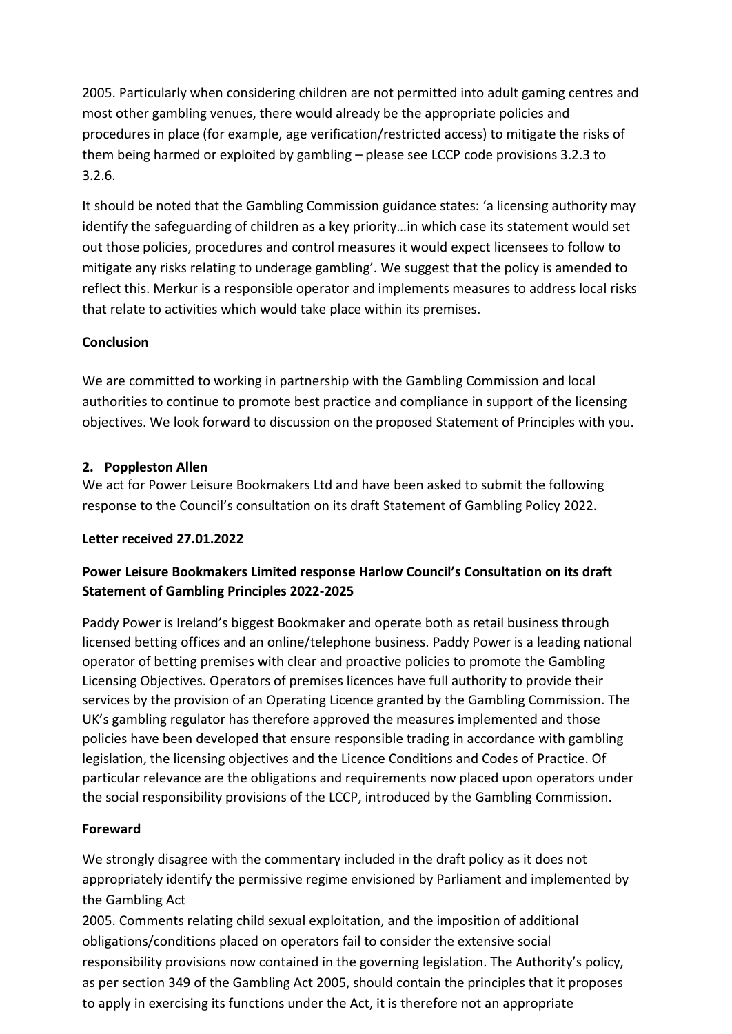2005. Particularly when considering children are not permitted into adult gaming centres and most other gambling venues, there would already be the appropriate policies and procedures in place (for example, age verification/restricted access) to mitigate the risks of them being harmed or exploited by gambling – please see LCCP code provisions 3.2.3 to 3.2.6.

It should be noted that the Gambling Commission guidance states: 'a licensing authority may identify the safeguarding of children as a key priority…in which case its statement would set out those policies, procedures and control measures it would expect licensees to follow to mitigate any risks relating to underage gambling'. We suggest that the policy is amended to reflect this. Merkur is a responsible operator and implements measures to address local risks that relate to activities which would take place within its premises.

**Conclusion**

We are committed to working in partnership with the Gambling Commission and local authorities to continue to promote best practice and compliance in support of the licensing objectives. We look forward to discussion on the proposed Statement of Principles with you.

**2. Poppleston Allen**

We act for Power Leisure Bookmakers Ltd and have been asked to submit the following response to the Council's consultation on its draft Statement of Gambling Policy 2022.

**Letter received 27.01.2022**

**Power Leisure Bookmakers Limited response Harlow Council's Consultation on its draft Statement of Gambling Principles 2022-2025**

Paddy Power is Ireland's biggest Bookmaker and operate both as retail business through licensed betting offices and an online/telephone business. Paddy Power is a leading national operator of betting premises with clear and proactive policies to promote the Gambling Licensing Objectives. Operators of premises licences have full authority to provide their services by the provision of an Operating Licence granted by the Gambling Commission. The UK's gambling regulator has therefore approved the measures implemented and those policies have been developed that ensure responsible trading in accordance with gambling legislation, the licensing objectives and the Licence Conditions and Codes of Practice. Of particular relevance are the obligations and requirements now placed upon operators under the social responsibility provisions of the LCCP, introduced by the Gambling Commission.

**Foreward**

We strongly disagree with the commentary included in the draft policy as it does not appropriately identify the permissive regime envisioned by Parliament and implemented by the Gambling Act
2005. Comments relating child sexual exploitation, and the imposition of additional obligations/conditions placed on operators fail to consider the extensive social responsibility provisions now contained in the governing legislation. The Authority's policy, as per section 349 of the Gambling Act 2005, should contain the principles that it proposes to apply in exercising its functions under the Act, it is therefore not an appropriate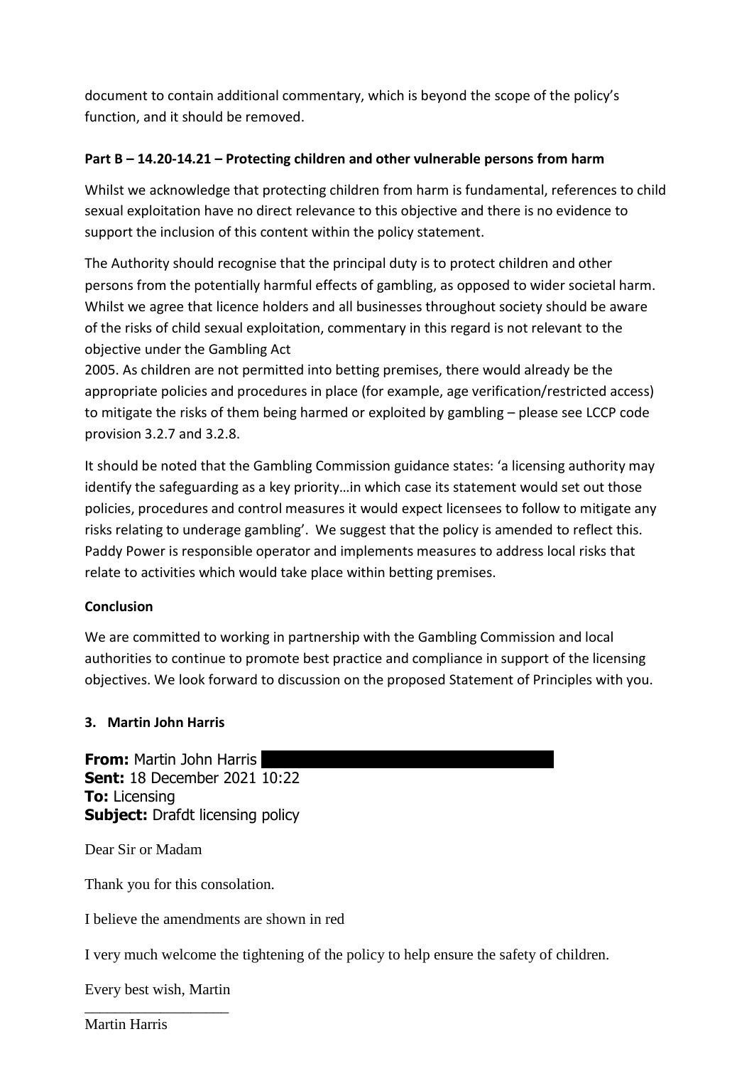document to contain additional commentary, which is beyond the scope of the policy's function, and it should be removed.

**Part B – 14.20-14.21 – Protecting children and other vulnerable persons from harm**

Whilst we acknowledge that protecting children from harm is fundamental, references to child sexual exploitation have no direct relevance to this objective and there is no evidence to support the inclusion of this content within the policy statement.

The Authority should recognise that the principal duty is to protect children and other persons from the potentially harmful effects of gambling, as opposed to wider societal harm. Whilst we agree that licence holders and all businesses throughout society should be aware of the risks of child sexual exploitation, commentary in this regard is not relevant to the objective under the Gambling Act 2005. As children are not permitted into betting premises, there would already be the appropriate policies and procedures in place (for example, age verification/restricted access) to mitigate the risks of them being harmed or exploited by gambling – please see LCCP code provision 3.2.7 and 3.2.8.

It should be noted that the Gambling Commission guidance states: 'a licensing authority may identify the safeguarding as a key priority…in which case its statement would set out those policies, procedures and control measures it would expect licensees to follow to mitigate any risks relating to underage gambling'. We suggest that the policy is amended to reflect this. Paddy Power is responsible operator and implements measures to address local risks that relate to activities which would take place within betting premises.

**Conclusion**

We are committed to working in partnership with the Gambling Commission and local authorities to continue to promote best practice and compliance in support of the licensing objectives. We look forward to discussion on the proposed Statement of Principles with you.

**3. Martin John Harris**

**From:** Martin John Harris
**Sent:** 18 December 2021 10:22
**To:** Licensing
**Subject:** Drafdt licensing policy

Dear Sir or Madam

Thank you for this consolation.

I believe the amendments are shown in red

I very much welcome the tightening of the policy to help ensure the safety of children.

Every best wish, Martin

\_\_\_\_\_\_\_\_\_\_\_\_\_\_\_\_\_\_\_\_

Martin Harris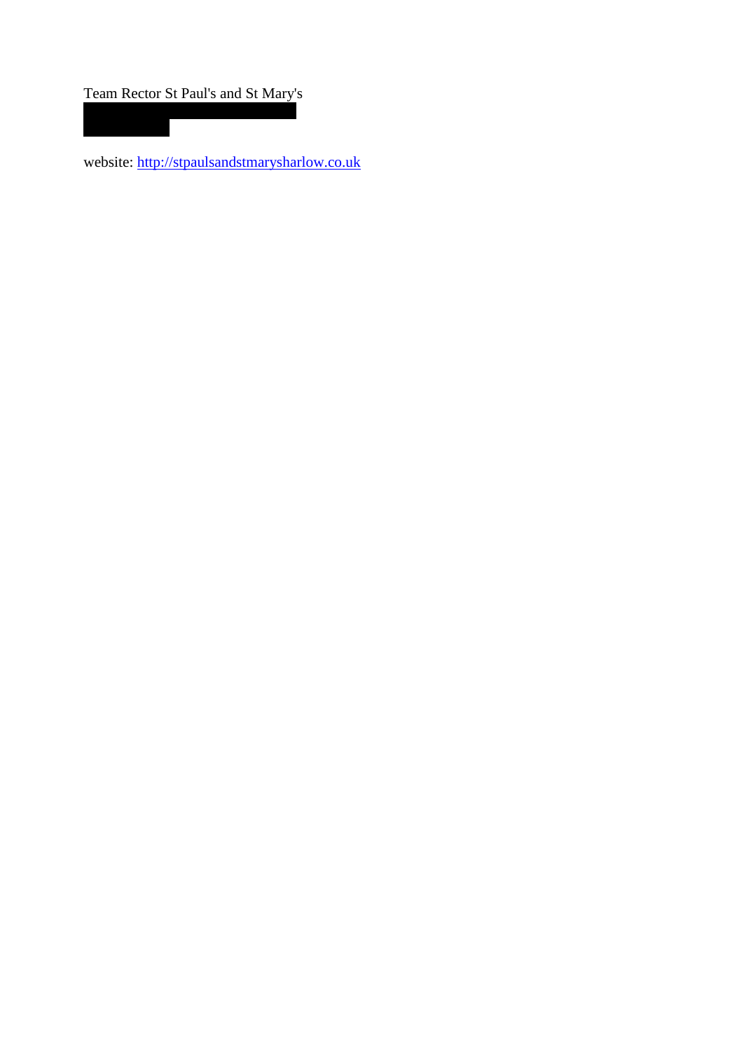Team Rector St Paul's and St Mary's

website: http://stpaulsandstmarysharlow.co.uk